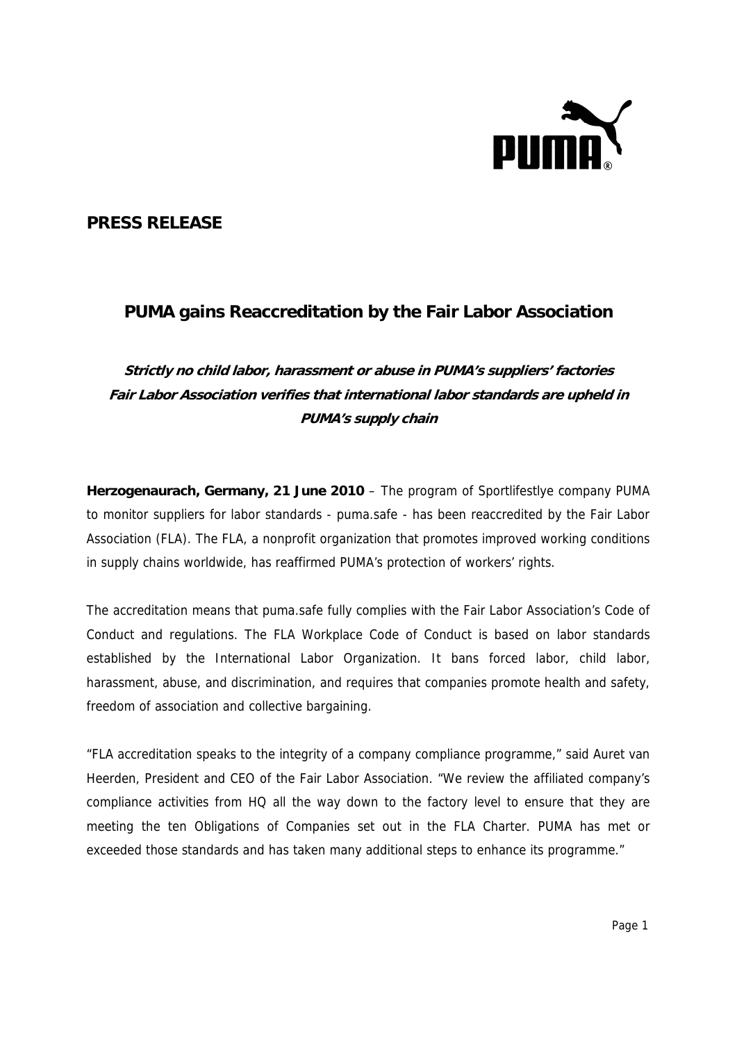## PRESS RELEASE

# PUMA gains Reaccreditation by the Fair Labor Association

***Strictly no child labor, harassment or abuse in PUMA's suppliers' factories***
***Fair Labor Association verifies that international labor standards are upheld in PUMA's supply chain***

**Herzogenaurach, Germany, 21 June 2010** – The program of Sportlifestlye company PUMA to monitor suppliers for labor standards - puma.safe - has been reaccredited by the Fair Labor Association (FLA). The FLA, a nonprofit organization that promotes improved working conditions in supply chains worldwide, has reaffirmed PUMA's protection of workers' rights.

The accreditation means that puma.safe fully complies with the Fair Labor Association's Code of Conduct and regulations. The FLA Workplace Code of Conduct is based on labor standards established by the International Labor Organization. It bans forced labor, child labor, harassment, abuse, and discrimination, and requires that companies promote health and safety, freedom of association and collective bargaining.

"FLA accreditation speaks to the integrity of a company compliance programme," said Auret van Heerden, President and CEO of the Fair Labor Association. "We review the affiliated company's compliance activities from HQ all the way down to the factory level to ensure that they are meeting the ten Obligations of Companies set out in the FLA Charter. PUMA has met or exceeded those standards and has taken many additional steps to enhance its programme."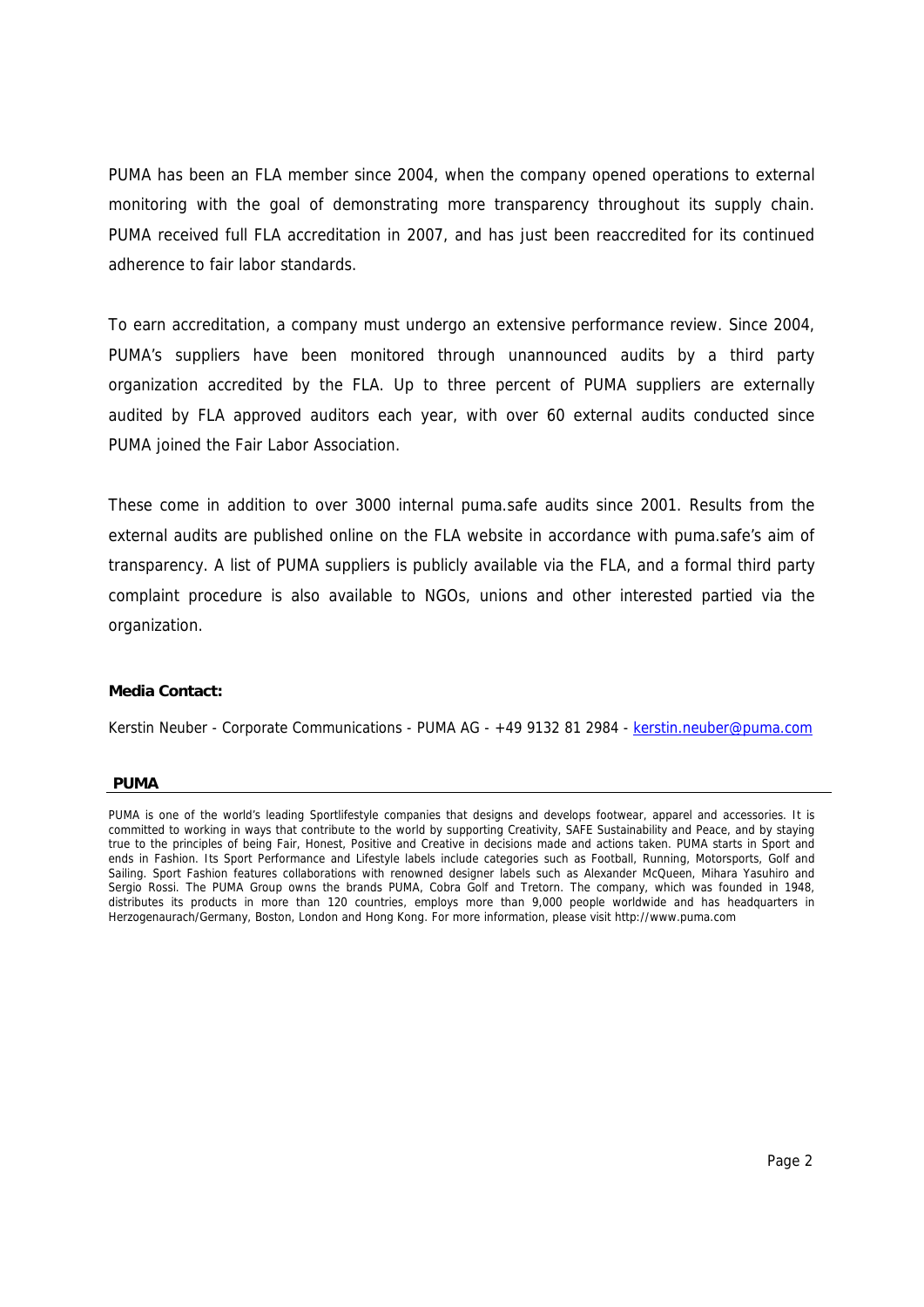PUMA has been an FLA member since 2004, when the company opened operations to external monitoring with the goal of demonstrating more transparency throughout its supply chain. PUMA received full FLA accreditation in 2007, and has just been reaccredited for its continued adherence to fair labor standards.

To earn accreditation, a company must undergo an extensive performance review. Since 2004, PUMA's suppliers have been monitored through unannounced audits by a third party organization accredited by the FLA. Up to three percent of PUMA suppliers are externally audited by FLA approved auditors each year, with over 60 external audits conducted since PUMA joined the Fair Labor Association.

These come in addition to over 3000 internal puma.safe audits since 2001. Results from the external audits are published online on the FLA website in accordance with puma.safe's aim of transparency. A list of PUMA suppliers is publicly available via the FLA, and a formal third party complaint procedure is also available to NGOs, unions and other interested partied via the organization.

**Media Contact:**

Kerstin Neuber - Corporate Communications - PUMA AG - +49 9132 81 2984 - kerstin.neuber@puma.com

**PUMA**

PUMA is one of the world's leading Sportlifestyle companies that designs and develops footwear, apparel and accessories. It is committed to working in ways that contribute to the world by supporting Creativity, SAFE Sustainability and Peace, and by staying true to the principles of being Fair, Honest, Positive and Creative in decisions made and actions taken. PUMA starts in Sport and ends in Fashion. Its Sport Performance and Lifestyle labels include categories such as Football, Running, Motorsports, Golf and Sailing. Sport Fashion features collaborations with renowned designer labels such as Alexander McQueen, Mihara Yasuhiro and Sergio Rossi. The PUMA Group owns the brands PUMA, Cobra Golf and Tretorn. The company, which was founded in 1948, distributes its products in more than 120 countries, employs more than 9,000 people worldwide and has headquarters in Herzogenaurach/Germany, Boston, London and Hong Kong. For more information, please visit http://www.puma.com